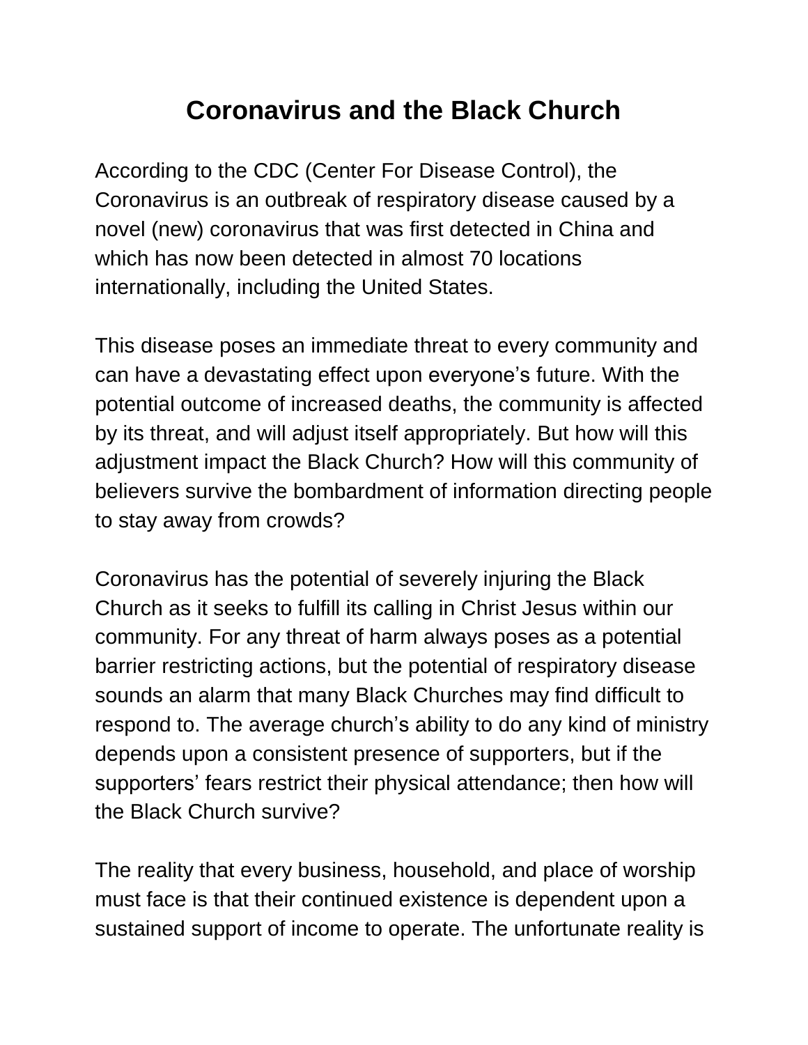# Coronavirus and the Black Church

According to the CDC (Center For Disease Control), the Coronavirus is an outbreak of respiratory disease caused by a novel (new) coronavirus that was first detected in China and which has now been detected in almost 70 locations internationally, including the United States.

This disease poses an immediate threat to every community and can have a devastating effect upon everyone's future. With the potential outcome of increased deaths, the community is affected by its threat, and will adjust itself appropriately. But how will this adjustment impact the Black Church? How will this community of believers survive the bombardment of information directing people to stay away from crowds?

Coronavirus has the potential of severely injuring the Black Church as it seeks to fulfill its calling in Christ Jesus within our community. For any threat of harm always poses as a potential barrier restricting actions, but the potential of respiratory disease sounds an alarm that many Black Churches may find difficult to respond to. The average church's ability to do any kind of ministry depends upon a consistent presence of supporters, but if the supporters' fears restrict their physical attendance; then how will the Black Church survive?

The reality that every business, household, and place of worship must face is that their continued existence is dependent upon a sustained support of income to operate. The unfortunate reality is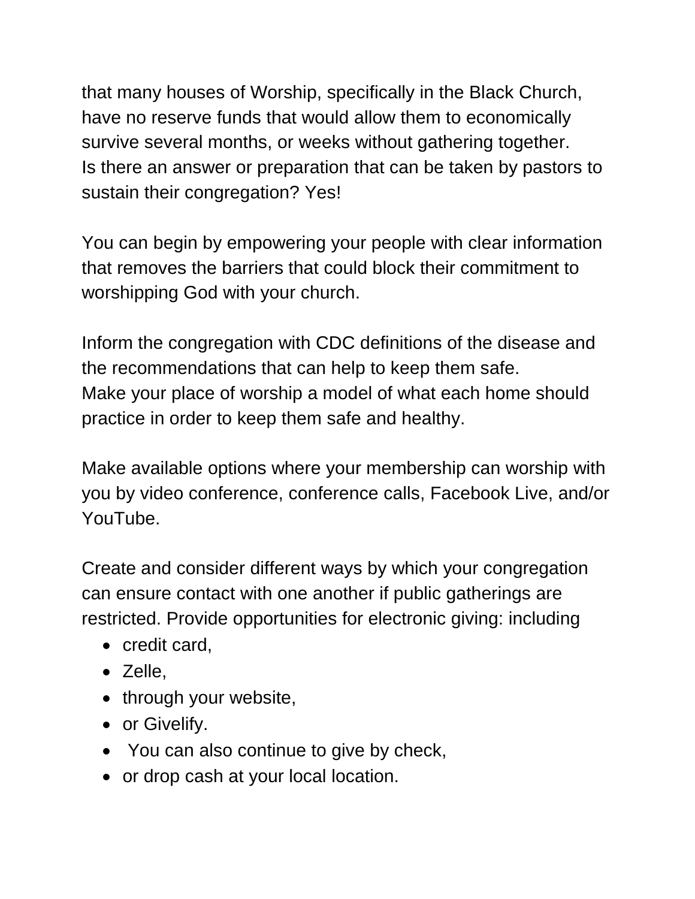that many houses of Worship, specifically in the Black Church, have no reserve funds that would allow them to economically survive several months, or weeks without gathering together.
Is there an answer or preparation that can be taken by pastors to sustain their congregation? Yes!

You can begin by empowering your people with clear information that removes the barriers that could block their commitment to worshipping God with your church.

Inform the congregation with CDC definitions of the disease and the recommendations that can help to keep them safe.
Make your place of worship a model of what each home should practice in order to keep them safe and healthy.

Make available options where your membership can worship with you by video conference, conference calls, Facebook Live, and/or YouTube.

Create and consider different ways by which your congregation can ensure contact with one another if public gatherings are restricted. Provide opportunities for electronic giving: including

- credit card,
- Zelle,
- through your website,
- or Givelify.
- You can also continue to give by check,
- or drop cash at your local location.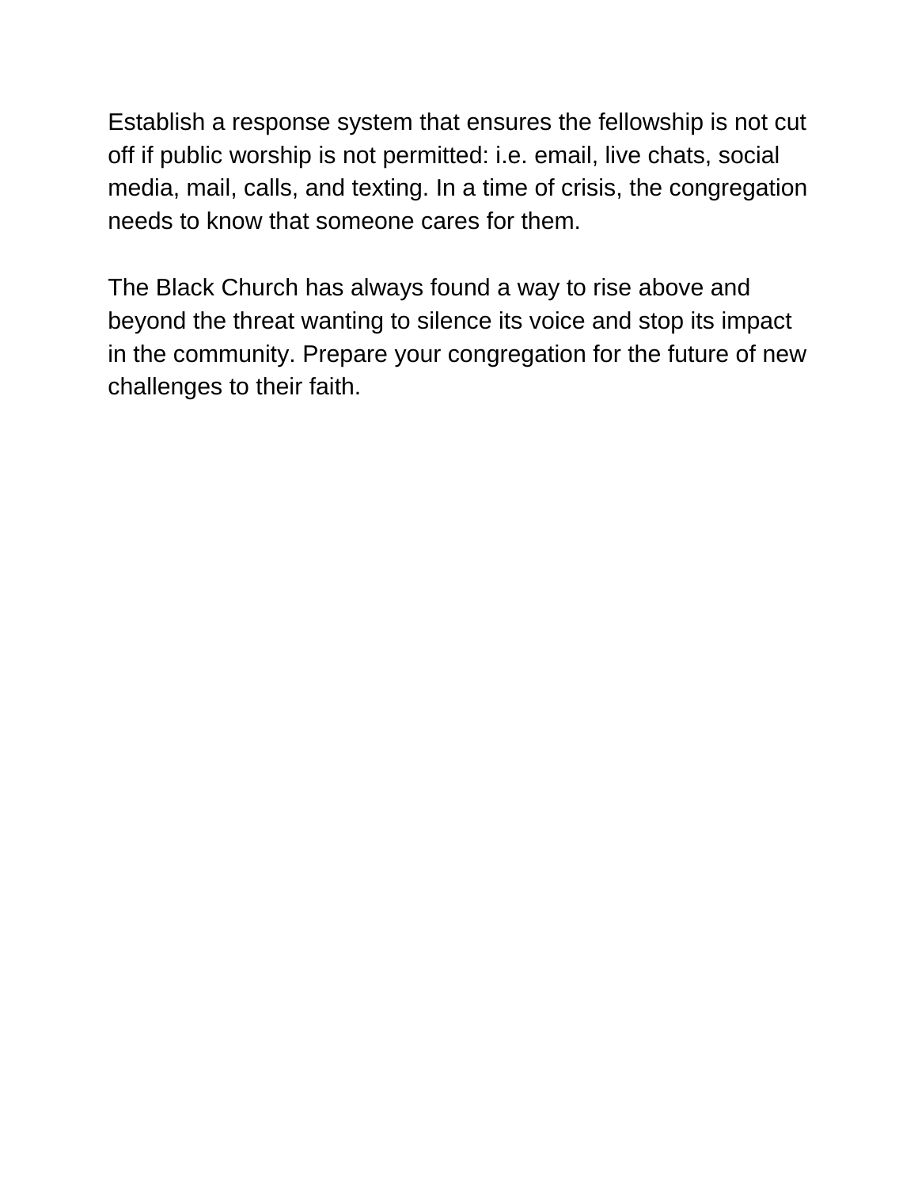Establish a response system that ensures the fellowship is not cut off if public worship is not permitted: i.e. email, live chats, social media, mail, calls, and texting. In a time of crisis, the congregation needs to know that someone cares for them.

The Black Church has always found a way to rise above and beyond the threat wanting to silence its voice and stop its impact in the community. Prepare your congregation for the future of new challenges to their faith.